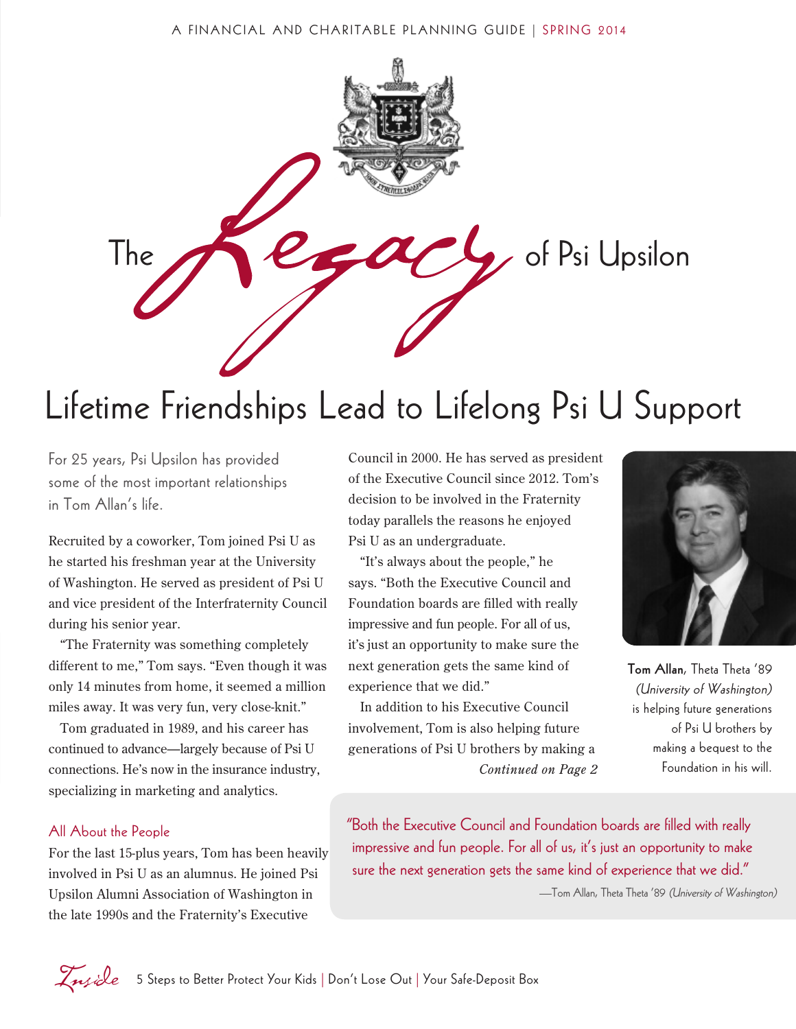A FINANCIAL AND CHARITABLE PLANNING GUIDE | SPRING 2014

# The *Legacy* of Psi Upsilon

## Lifetime Friendships Lead to Lifelong Psi U Support

For 25 years, Psi Upsilon has provided some of the most important relationships in Tom Allan's life.

Recruited by a coworker, Tom joined Psi U as he started his freshman year at the University of Washington. He served as president of Psi U and vice president of the Interfraternity Council during his senior year.

"The Fraternity was something completely different to me," Tom says. "Even though it was only 14 minutes from home, it seemed a million miles away. It was very fun, very close-knit."

Tom graduated in 1989, and his career has continued to advance—largely because of Psi U connections. He's now in the insurance industry, specializing in marketing and analytics.

### All About the People

For the last 15-plus years, Tom has been heavily involved in Psi U as an alumnus. He joined Psi Upsilon Alumni Association of Washington in the late 1990s and the Fraternity's Executive Council in 2000. He has served as president of the Executive Council since 2012. Tom's decision to be involved in the Fraternity today parallels the reasons he enjoyed Psi U as an undergraduate.

"It's always about the people," he says. "Both the Executive Council and Foundation boards are filled with really impressive and fun people. For all of us, it's just an opportunity to make sure the next generation gets the same kind of experience that we did."

In addition to his Executive Council involvement, Tom is also helping future generations of Psi U brothers by making a

*Continued on Page 2*

**Tom Allan**, Theta Theta '89 *(University of Washington)* is helping future generations of Psi U brothers by making a bequest to the Foundation in his will.

"Both the Executive Council and Foundation boards are filled with really impressive and fun people. For all of us, it's just an opportunity to make sure the next generation gets the same kind of experience that we did."

—Tom Allan, Theta Theta '89 *(University of Washington)*

*Inside* 5 Steps to Better Protect Your Kids | Don't Lose Out | Your Safe-Deposit Box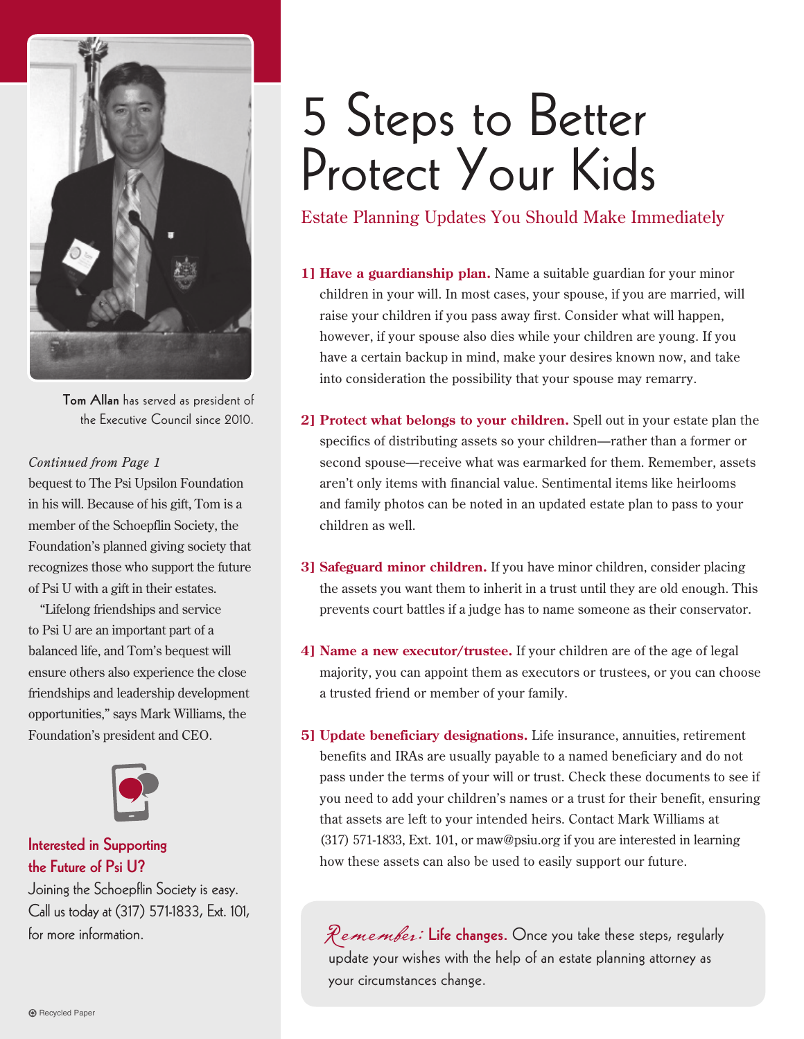Tom Allan has served as president of the Executive Council since 2010.

*Continued from Page 1*

bequest to The Psi Upsilon Foundation in his will. Because of his gift, Tom is a member of the Schoepflin Society, the Foundation's planned giving society that recognizes those who support the future of Psi U with a gift in their estates.

"Lifelong friendships and service to Psi U are an important part of a balanced life, and Tom's bequest will ensure others also experience the close friendships and leadership development opportunities," says Mark Williams, the Foundation's president and CEO.

### Interested in Supporting the Future of Psi U?

Joining the Schoepflin Society is easy. Call us today at (317) 571-1833, Ext. 101, for more information.

# 5 Steps to Better Protect Your Kids

## Estate Planning Updates You Should Make Immediately

**1] Have a guardianship plan.** Name a suitable guardian for your minor children in your will. In most cases, your spouse, if you are married, will raise your children if you pass away first. Consider what will happen, however, if your spouse also dies while your children are young. If you have a certain backup in mind, make your desires known now, and take into consideration the possibility that your spouse may remarry.

**2] Protect what belongs to your children.** Spell out in your estate plan the specifics of distributing assets so your children—rather than a former or second spouse—receive what was earmarked for them. Remember, assets aren't only items with financial value. Sentimental items like heirlooms and family photos can be noted in an updated estate plan to pass to your children as well.

**3] Safeguard minor children.** If you have minor children, consider placing the assets you want them to inherit in a trust until they are old enough. This prevents court battles if a judge has to name someone as their conservator.

**4] Name a new executor/trustee.** If your children are of the age of legal majority, you can appoint them as executors or trustees, or you can choose a trusted friend or member of your family.

**5] Update beneficiary designations.** Life insurance, annuities, retirement benefits and IRAs are usually payable to a named beneficiary and do not pass under the terms of your will or trust. Check these documents to see if you need to add your children's names or a trust for their benefit, ensuring that assets are left to your intended heirs. Contact Mark Williams at (317) 571-1833, Ext. 101, or maw@psiu.org if you are interested in learning how these assets can also be used to easily support our future.

*Remember:* **Life changes.** Once you take these steps, regularly update your wishes with the help of an estate planning attorney as your circumstances change.

Recycled Paper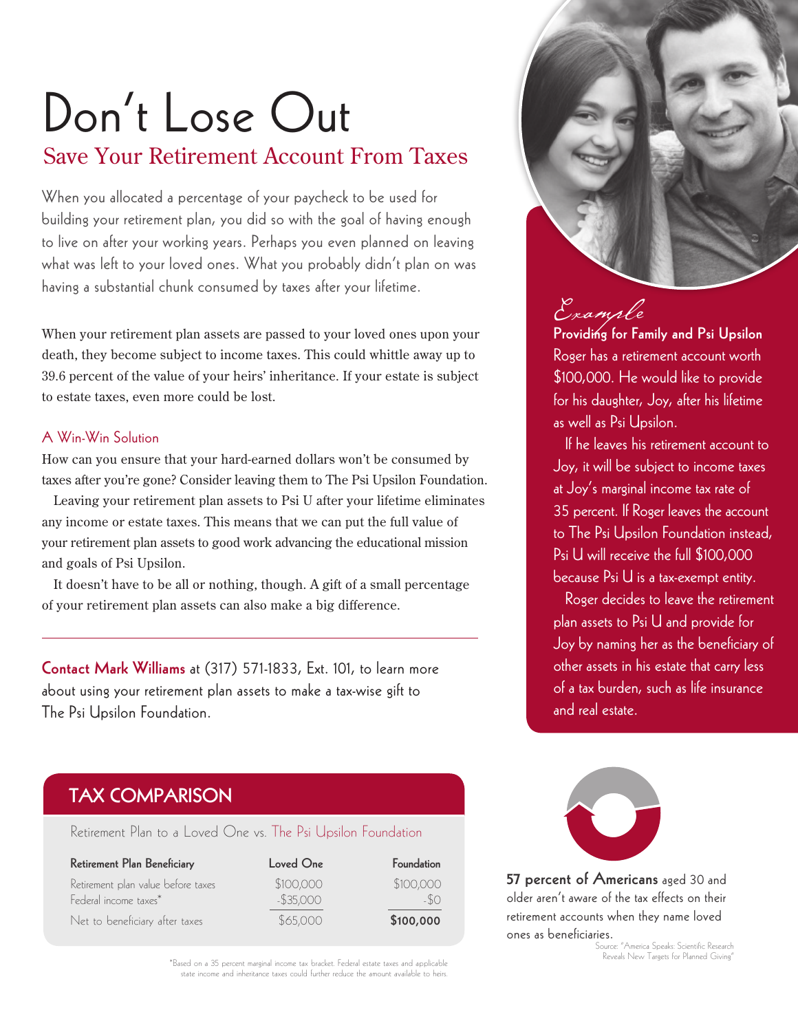# Don't Lose Out

## Save Your Retirement Account From Taxes

When you allocated a percentage of your paycheck to be used for building your retirement plan, you did so with the goal of having enough to live on after your working years. Perhaps you even planned on leaving what was left to your loved ones. What you probably didn't plan on was having a substantial chunk consumed by taxes after your lifetime.

When your retirement plan assets are passed to your loved ones upon your death, they become subject to income taxes. This could whittle away up to 39.6 percent of the value of your heirs' inheritance. If your estate is subject to estate taxes, even more could be lost.

### A Win-Win Solution

How can you ensure that your hard-earned dollars won't be consumed by taxes after you're gone? Consider leaving them to The Psi Upsilon Foundation.

Leaving your retirement plan assets to Psi U after your lifetime eliminates any income or estate taxes. This means that we can put the full value of your retirement plan assets to good work advancing the educational mission and goals of Psi Upsilon.

It doesn't have to be all or nothing, though. A gift of a small percentage of your retirement plan assets can also make a big difference.

---

**Contact Mark Williams** at (317) 571-1833, Ext. 101, to learn more about using your retirement plan assets to make a tax-wise gift to The Psi Upsilon Foundation.

### *Example*

**Providing for Family and Psi Upsilon**

Roger has a retirement account worth $100,000. He would like to provide for his daughter, Joy, after his lifetime as well as Psi Upsilon.

If he leaves his retirement account to Joy, it will be subject to income taxes at Joy's marginal income tax rate of 35 percent. If Roger leaves the account to The Psi Upsilon Foundation instead, Psi U will receive the full $100,000 because Psi U is a tax-exempt entity.

Roger decides to leave the retirement plan assets to Psi U and provide for Joy by naming her as the beneficiary of other assets in his estate that carry less of a tax burden, such as life insurance and real estate.

## TAX COMPARISON

Retirement Plan to a Loved One vs. The Psi Upsilon Foundation

| Retirement Plan Beneficiary | Loved One | Foundation |
|---|---|---|
| Retirement plan value before taxes | $100,000 | $100,000 |
| Federal income taxes* | -$35,000 | -$0 |
| Net to beneficiary after taxes | $65,000 | **$100,000** |

*Based on a 35 percent marginal income tax bracket. Federal estate taxes and applicable state income and inheritance taxes could further reduce the amount available to heirs.

**57 percent of Americans** aged 30 and older aren't aware of the tax effects on their retirement accounts when they name loved ones as beneficiaries.

Source: "America Speaks: Scientific Research Reveals New Targets for Planned Giving"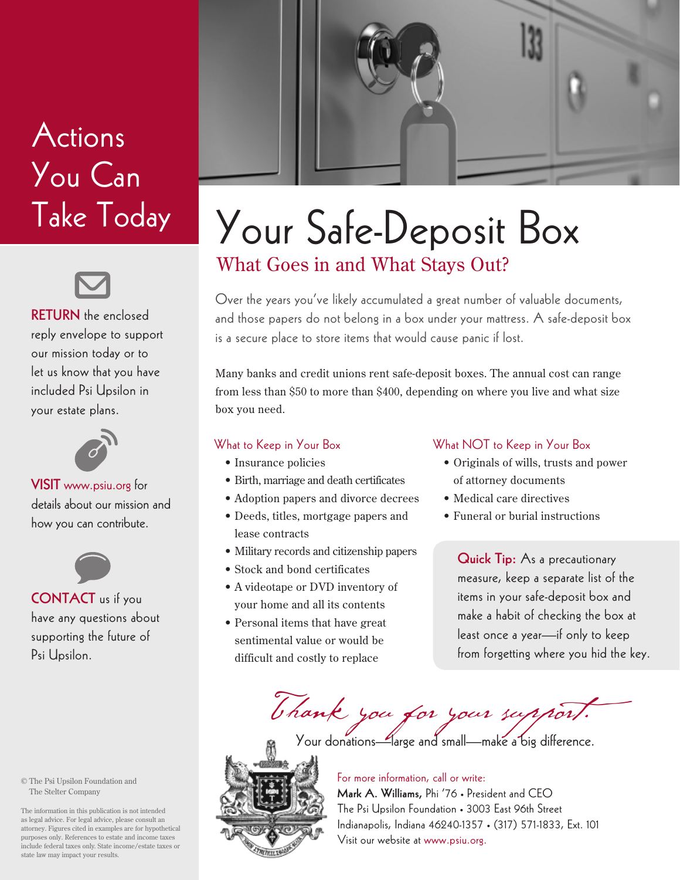# Actions You Can Take Today

**RETURN** the enclosed reply envelope to support our mission today or to let us know that you have included Psi Upsilon in your estate plans.

**VISIT** www.psiu.org for details about our mission and how you can contribute.

**CONTACT** us if you have any questions about supporting the future of Psi Upsilon.

© The Psi Upsilon Foundation and The Stelter Company

The information in this publication is not intended as legal advice. For legal advice, please consult an attorney. Figures cited in examples are for hypothetical purposes only. References to estate and income taxes include federal taxes only. State income/estate taxes or state law may impact your results.

# Your Safe-Deposit Box

## What Goes in and What Stays Out?

Over the years you've likely accumulated a great number of valuable documents, and those papers do not belong in a box under your mattress. A safe-deposit box is a secure place to store items that would cause panic if lost.

Many banks and credit unions rent safe-deposit boxes. The annual cost can range from less than $50 to more than $400, depending on where you live and what size box you need.

### What to Keep in Your Box

- Insurance policies
- Birth, marriage and death certificates
- Adoption papers and divorce decrees
- Deeds, titles, mortgage papers and lease contracts
- Military records and citizenship papers
- Stock and bond certificates
- A videotape or DVD inventory of your home and all its contents
- Personal items that have great sentimental value or would be difficult and costly to replace

### What NOT to Keep in Your Box

- Originals of wills, trusts and power of attorney documents
- Medical care directives
- Funeral or burial instructions

**Quick Tip:** As a precautionary measure, keep a separate list of the items in your safe-deposit box and make a habit of checking the box at least once a year—if only to keep from forgetting where you hid the key.

*Thank you for your support.*

Your donations—large and small—make a big difference.

For more information, call or write:
**Mark A. Williams,** Phi '76 • President and CEO
The Psi Upsilon Foundation • 3003 East 96th Street
Indianapolis, Indiana 46240-1357 • (317) 571-1833, Ext. 101
Visit our website at www.psiu.org.